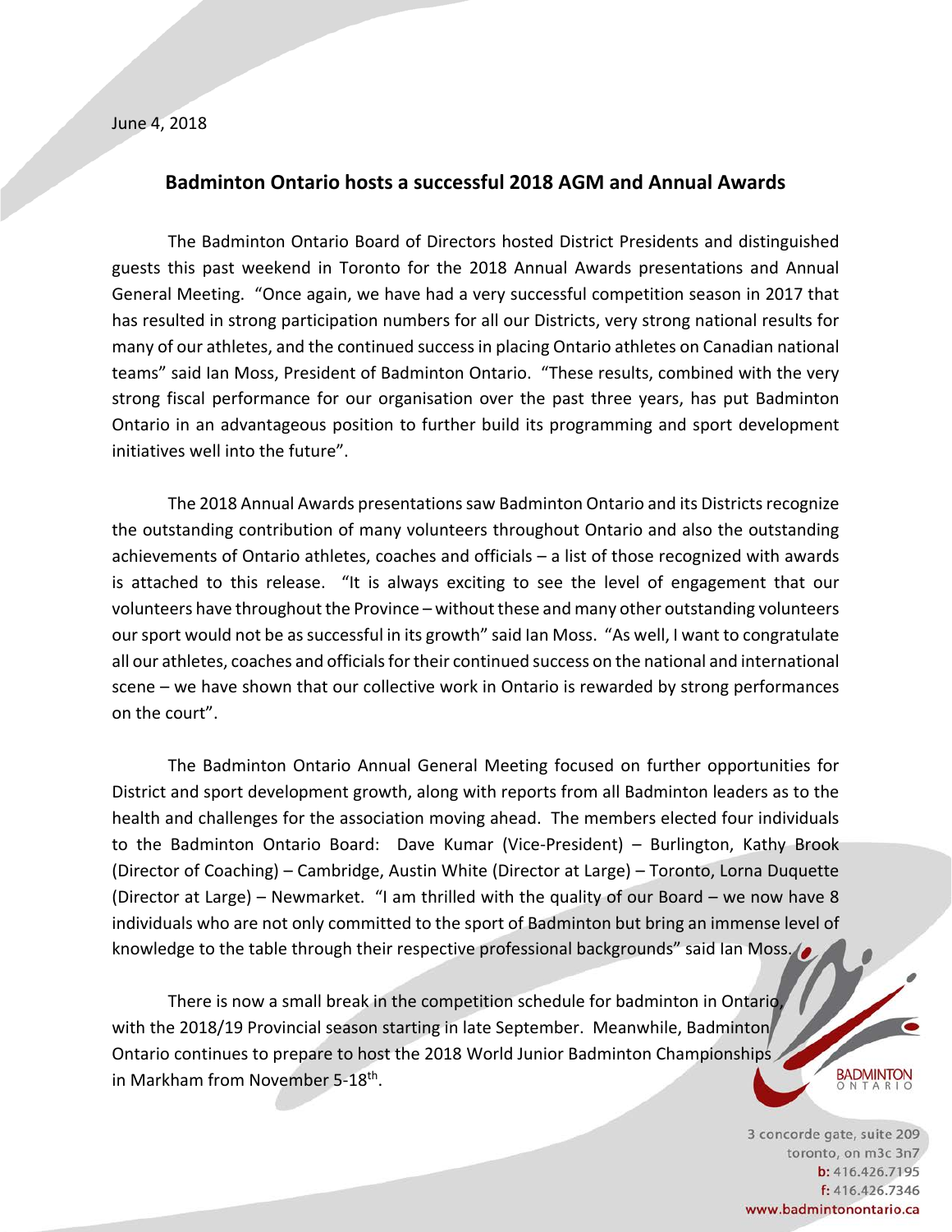June 4, 2018

## Badminton Ontario hosts a successful 2018 AGM and Annual Awards

The Badminton Ontario Board of Directors hosted District Presidents and distinguished guests this past weekend in Toronto for the 2018 Annual Awards presentations and Annual General Meeting. "Once again, we have had a very successful competition season in 2017 that has resulted in strong participation numbers for all our Districts, very strong national results for many of our athletes, and the continued success in placing Ontario athletes on Canadian national teams" said Ian Moss, President of Badminton Ontario. "These results, combined with the very strong fiscal performance for our organisation over the past three years, has put Badminton Ontario in an advantageous position to further build its programming and sport development initiatives well into the future".

The 2018 Annual Awards presentations saw Badminton Ontario and its Districts recognize the outstanding contribution of many volunteers throughout Ontario and also the outstanding achievements of Ontario athletes, coaches and officials – a list of those recognized with awards is attached to this release. "It is always exciting to see the level of engagement that our volunteers have throughout the Province – without these and many other outstanding volunteers our sport would not be as successful in its growth" said Ian Moss. "As well, I want to congratulate all our athletes, coaches and officials for their continued success on the national and international scene – we have shown that our collective work in Ontario is rewarded by strong performances on the court".

The Badminton Ontario Annual General Meeting focused on further opportunities for District and sport development growth, along with reports from all Badminton leaders as to the health and challenges for the association moving ahead. The members elected four individuals to the Badminton Ontario Board: Dave Kumar (Vice-President) – Burlington, Kathy Brook (Director of Coaching) – Cambridge, Austin White (Director at Large) – Toronto, Lorna Duquette (Director at Large) – Newmarket. "I am thrilled with the quality of our Board – we now have 8 individuals who are not only committed to the sport of Badminton but bring an immense level of knowledge to the table through their respective professional backgrounds" said Ian Moss.

There is now a small break in the competition schedule for badminton in Ontario, with the 2018/19 Provincial season starting in late September. Meanwhile, Badminton Ontario continues to prepare to host the 2018 World Junior Badminton Championships in Markham from November 5-18th.

BADMINTON ONTARIO

3 concorde gate, suite 209
toronto, on m3c 3n7
b: 416.426.7195
f: 416.426.7346
www.badmintonontario.ca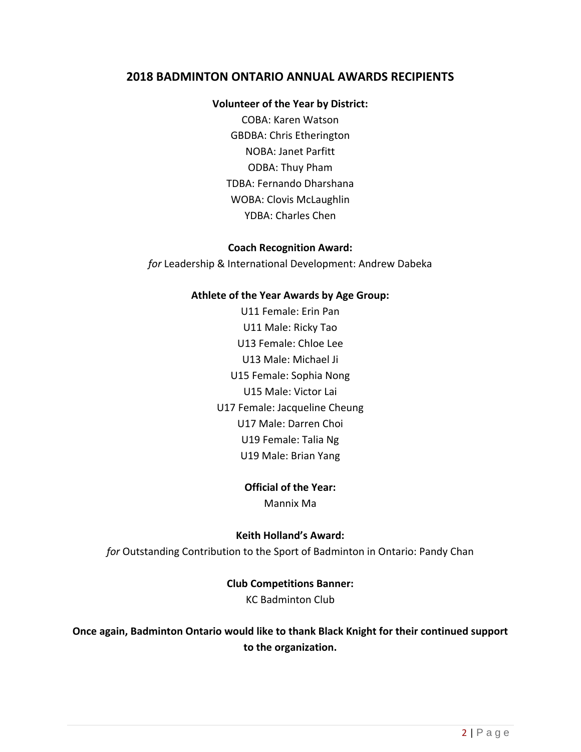## 2018 BADMINTON ONTARIO ANNUAL AWARDS RECIPIENTS

**Volunteer of the Year by District:**

COBA: Karen Watson
GBDBA: Chris Etherington
NOBA: Janet Parfitt
ODBA: Thuy Pham
TDBA: Fernando Dharshana
WOBA: Clovis McLaughlin
YDBA: Charles Chen

**Coach Recognition Award:**

*for* Leadership & International Development: Andrew Dabeka

**Athlete of the Year Awards by Age Group:**

U11 Female: Erin Pan
U11 Male: Ricky Tao
U13 Female: Chloe Lee
U13 Male: Michael Ji
U15 Female: Sophia Nong
U15 Male: Victor Lai
U17 Female: Jacqueline Cheung
U17 Male: Darren Choi
U19 Female: Talia Ng
U19 Male: Brian Yang

**Official of the Year:**

Mannix Ma

**Keith Holland's Award:**

*for* Outstanding Contribution to the Sport of Badminton in Ontario: Pandy Chan

**Club Competitions Banner:**

KC Badminton Club

**Once again, Badminton Ontario would like to thank Black Knight for their continued support to the organization.**